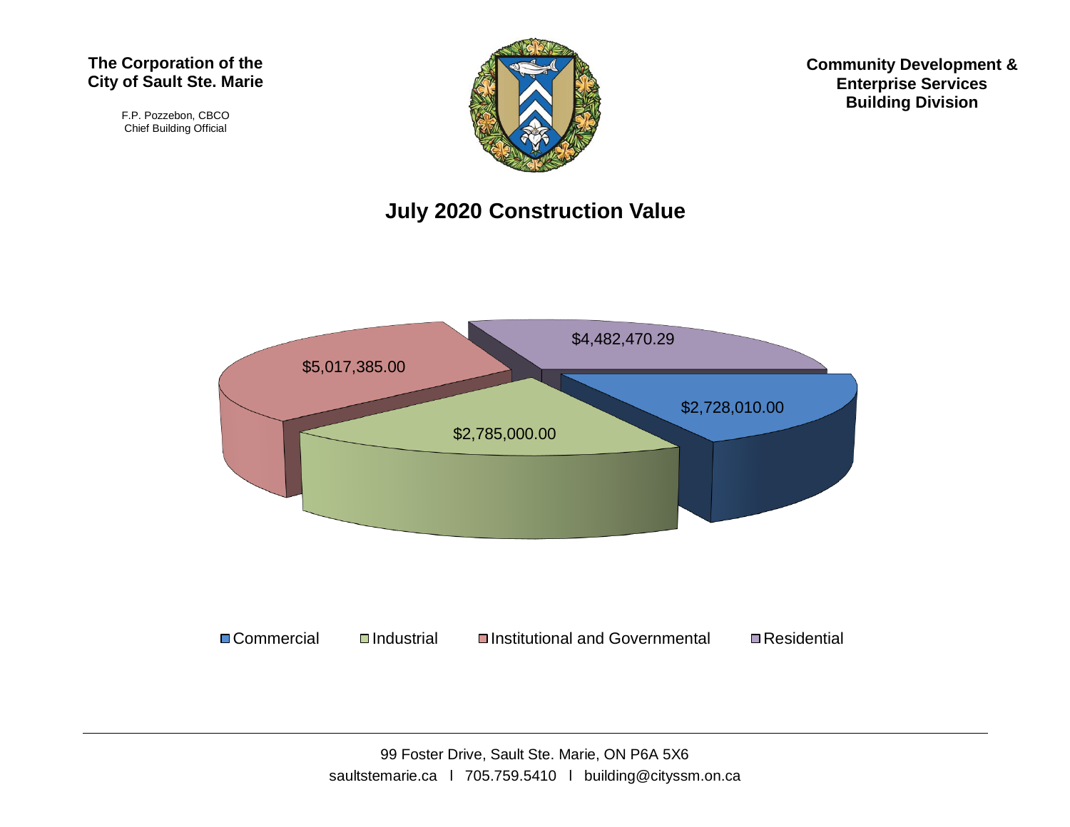**The Corporation of the City of Sault Ste. Marie**

F.P. Pozzebon, CBCO
Chief Building Official

**Community Development & Enterprise Services Building Division**

# July 2020 Construction Value

| Category | Value |
|---|---|
| Commercial | $2,728,010.00 |
| Industrial | $2,785,000.00 |
| Institutional and Governmental | $5,017,385.00 |
| Residential | $4,482,470.29 |

99 Foster Drive, Sault Ste. Marie, ON P6A 5X6
saultstemarie.ca l 705.759.5410 l building@cityssm.on.ca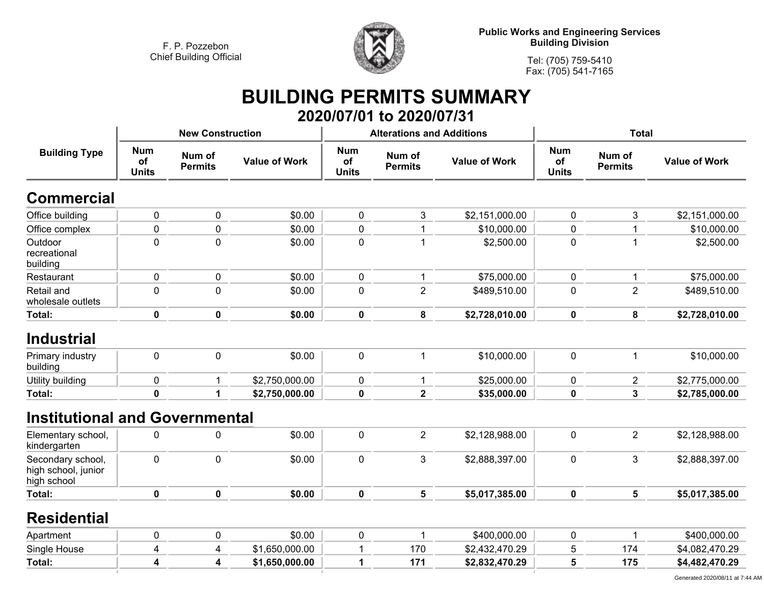F. P. Pozzebon
Chief Building Official

**Public Works and Engineering Services**
**Building Division**

Tel: (705) 759-5410
Fax: (705) 541-7165

# BUILDING PERMITS SUMMARY

## 2020/07/01 to 2020/07/31

| Building Type | New Construction | | | Alterations and Additions | | | Total | | |
|---|---|---|---|---|---|---|---|---|---|
| | Num of Units | Num of Permits | Value of Work | Num of Units | Num of Permits | Value of Work | Num of Units | Num of Permits | Value of Work |
| **Commercial** | | | | | | | | | |
| Office building | 0 | 0 | $0.00 | 0 | 3 | $2,151,000.00 | 0 | 3 | $2,151,000.00 |
| Office complex | 0 | 0 | $0.00 | 0 | 1 | $10,000.00 | 0 | 1 | $10,000.00 |
| Outdoor recreational building | 0 | 0 | $0.00 | 0 | 1 | $2,500.00 | 0 | 1 | $2,500.00 |
| Restaurant | 0 | 0 | $0.00 | 0 | 1 | $75,000.00 | 0 | 1 | $75,000.00 |
| Retail and wholesale outlets | 0 | 0 | $0.00 | 0 | 2 | $489,510.00 | 0 | 2 | $489,510.00 |
| **Total:** | **0** | **0** | **$0.00** | **0** | **8** | **$2,728,010.00** | **0** | **8** | **$2,728,010.00** |
| **Industrial** | | | | | | | | | |
| Primary industry building | 0 | 0 | $0.00 | 0 | 1 | $10,000.00 | 0 | 1 | $10,000.00 |
| Utility building | 0 | 1 | $2,750,000.00 | 0 | 1 | $25,000.00 | 0 | 2 | $2,775,000.00 |
| **Total:** | **0** | **1** | **$2,750,000.00** | **0** | **2** | **$35,000.00** | **0** | **3** | **$2,785,000.00** |
| **Institutional and Governmental** | | | | | | | | | |
| Elementary school, kindergarten | 0 | 0 | $0.00 | 0 | 2 | $2,128,988.00 | 0 | 2 | $2,128,988.00 |
| Secondary school, high school, junior high school | 0 | 0 | $0.00 | 0 | 3 | $2,888,397.00 | 0 | 3 | $2,888,397.00 |
| **Total:** | **0** | **0** | **$0.00** | **0** | **5** | **$5,017,385.00** | **0** | **5** | **$5,017,385.00** |
| **Residential** | | | | | | | | | |
| Apartment | 0 | 0 | $0.00 | 0 | 1 | $400,000.00 | 0 | 1 | $400,000.00 |
| Single House | 4 | 4 | $1,650,000.00 | 1 | 170 | $2,432,470.29 | 5 | 174 | $4,082,470.29 |
| **Total:** | **4** | **4** | **$1,650,000.00** | **1** | **171** | **$2,832,470.29** | **5** | **175** | **$4,482,470.29** |

Generated 2020/08/11 at 7:44 AM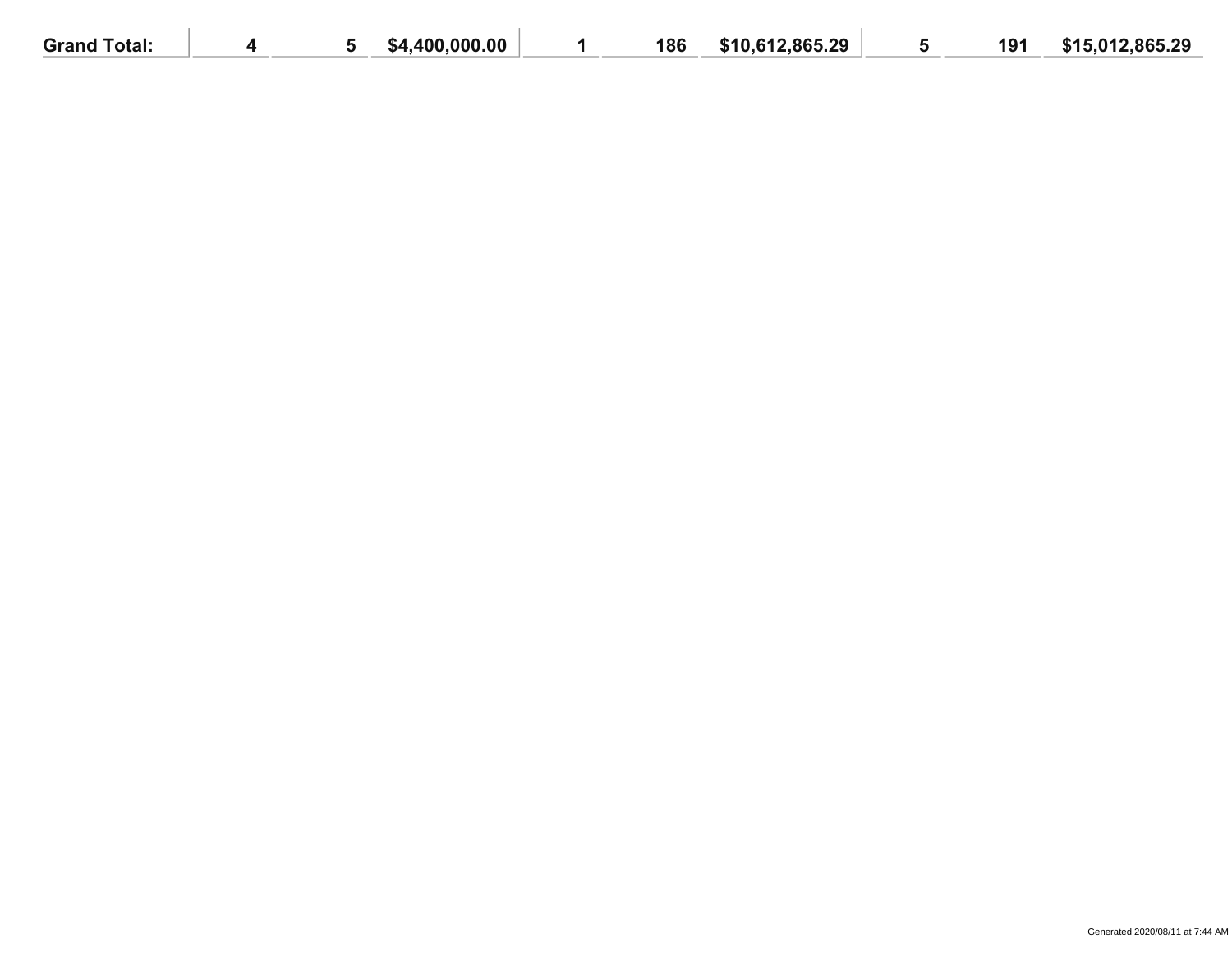| Grand Total: | 4 | 5 | $4,400,000.00 | 1 | 186 | $10,612,865.29 | 5 | 191 | $15,012,865.29 |
|---|---|---|---|---|---|---|---|---|---|

Generated 2020/08/11 at 7:44 AM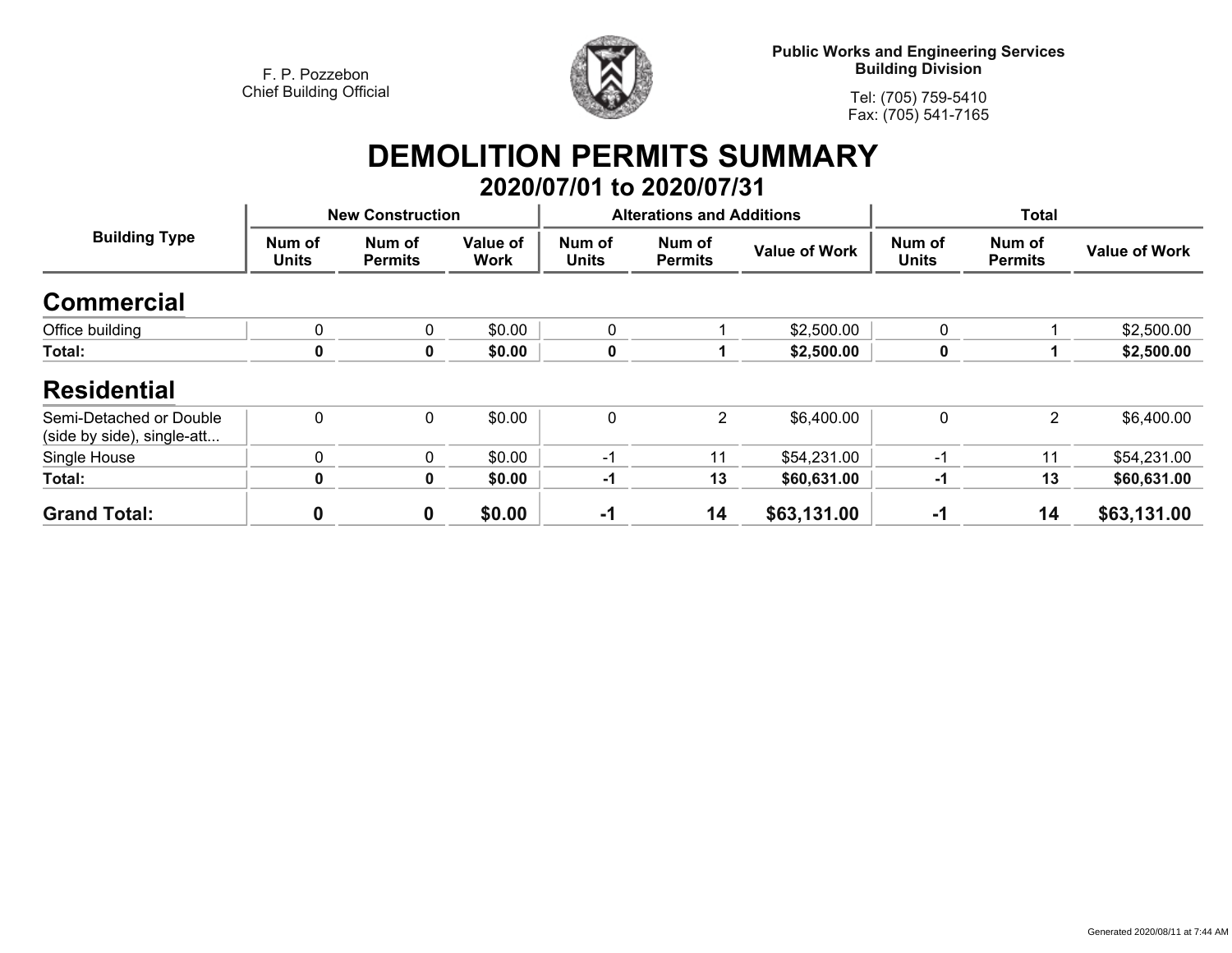F. P. Pozzebon
Chief Building Official

**Public Works and Engineering Services**
**Building Division**

Tel: (705) 759-5410
Fax: (705) 541-7165

# DEMOLITION PERMITS SUMMARY

## 2020/07/01 to 2020/07/31

| Building Type | New Construction | | | Alterations and Additions | | | Total | | |
|---|---|---|---|---|---|---|---|---|---|
| | Num of Units | Num of Permits | Value of Work | Num of Units | Num of Permits | Value of Work | Num of Units | Num of Permits | Value of Work |
| **Commercial** | | | | | | | | | |
| Office building | 0 | 0 | $0.00 | 0 | 1 | $2,500.00 | 0 | 1 | $2,500.00 |
| **Total:** | **0** | **0** | **$0.00** | **0** | **1** | **$2,500.00** | **0** | **1** | **$2,500.00** |
| **Residential** | | | | | | | | | |
| Semi-Detached or Double (side by side), single-att... | 0 | 0 | $0.00 | 0 | 2 | $6,400.00 | 0 | 2 | $6,400.00 |
| Single House | 0 | 0 | $0.00 | -1 | 11 | $54,231.00 | -1 | 11 | $54,231.00 |
| **Total:** | **0** | **0** | **$0.00** | **-1** | **13** | **$60,631.00** | **-1** | **13** | **$60,631.00** |
| **Grand Total:** | **0** | **0** | **$0.00** | **-1** | **14** | **$63,131.00** | **-1** | **14** | **$63,131.00** |

Generated 2020/08/11 at 7:44 AM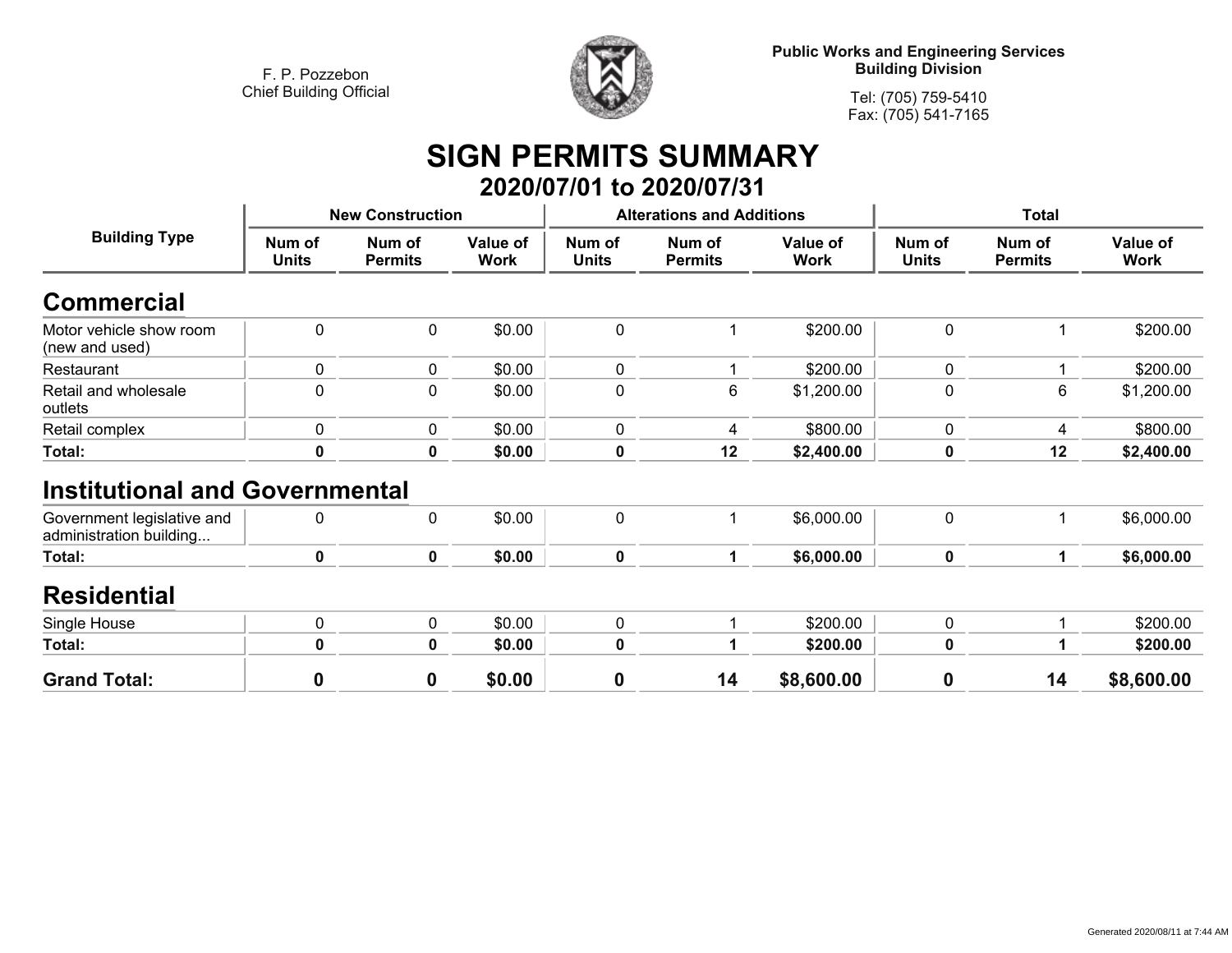F. P. Pozzebon
Chief Building Official

**Public Works and Engineering Services**
**Building Division**

Tel: (705) 759-5410
Fax: (705) 541-7165

# SIGN PERMITS SUMMARY

## 2020/07/01 to 2020/07/31

| Building Type | New Construction | | | Alterations and Additions | | | Total | | |
|---|---|---|---|---|---|---|---|---|---|
| | Num of Units | Num of Permits | Value of Work | Num of Units | Num of Permits | Value of Work | Num of Units | Num of Permits | Value of Work |
| **Commercial** | | | | | | | | | |
| Motor vehicle show room (new and used) | 0 | 0 | $0.00 | 0 | 1 | $200.00 | 0 | 1 | $200.00 |
| Restaurant | 0 | 0 | $0.00 | 0 | 1 | $200.00 | 0 | 1 | $200.00 |
| Retail and wholesale outlets | 0 | 0 | $0.00 | 0 | 6 | $1,200.00 | 0 | 6 | $1,200.00 |
| Retail complex | 0 | 0 | $0.00 | 0 | 4 | $800.00 | 0 | 4 | $800.00 |
| **Total:** | **0** | **0** | **$0.00** | **0** | **12** | **$2,400.00** | **0** | **12** | **$2,400.00** |
| **Institutional and Governmental** | | | | | | | | | |
| Government legislative and administration building... | 0 | 0 | $0.00 | 0 | 1 | $6,000.00 | 0 | 1 | $6,000.00 |
| **Total:** | **0** | **0** | **$0.00** | **0** | **1** | **$6,000.00** | **0** | **1** | **$6,000.00** |
| **Residential** | | | | | | | | | |
| Single House | 0 | 0 | $0.00 | 0 | 1 | $200.00 | 0 | 1 | $200.00 |
| **Total:** | **0** | **0** | **$0.00** | **0** | **1** | **$200.00** | **0** | **1** | **$200.00** |
| **Grand Total:** | **0** | **0** | **$0.00** | **0** | **14** | **$8,600.00** | **0** | **14** | **$8,600.00** |

Generated 2020/08/11 at 7:44 AM